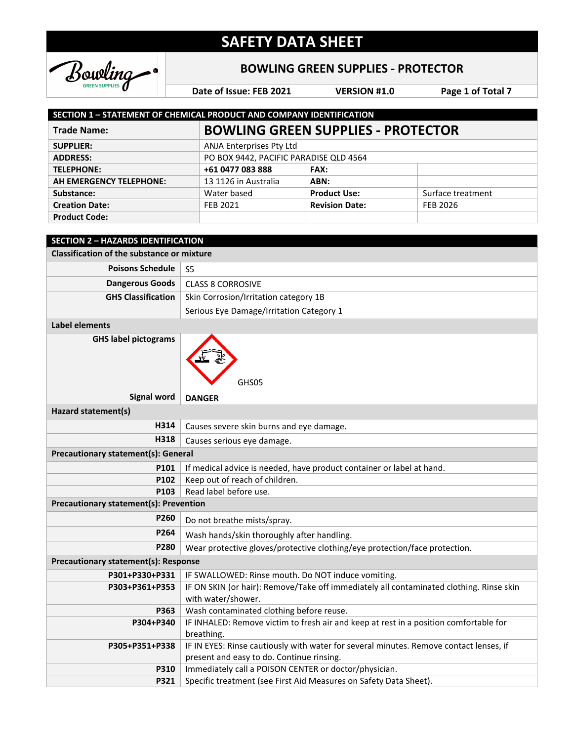# SAFETY DATA SHEET

## BOWLING GREEN SUPPLIES - PROTECTOR

Date of Issue: FEB 2021 | VERSION #1.0

## SECTION 1 – STATEMENT OF CHEMICAL PRODUCT AND COMPANY IDENTIFICATION

| Trade Name: | BOWLING GREEN SUPPLIES - PROTECTOR | | |
|---|---|---|---|
| SUPPLIER: | ANJA Enterprises Pty Ltd | | |
| ADDRESS: | PO BOX 9442, PACIFIC PARADISE QLD 4564 | | |
| TELEPHONE: | +61 0477 083 888 | FAX: | |
| AH EMERGENCY TELEPHONE: | 13 1126 in Australia | ABN: | |
| Substance: | Water based | Product Use: | Surface treatment |
| Creation Date: | FEB 2021 | Revision Date: | FEB 2026 |
| Product Code: | | | |

## SECTION 2 – HAZARDS IDENTIFICATION

**Classification of the substance or mixture**

| | |
|---|---|
| Poisons Schedule | S5 |
| Dangerous Goods | CLASS 8 CORROSIVE |
| GHS Classification | Skin Corrosion/Irritation category 1B<br>Serious Eye Damage/Irritation Category 1 |

**Label elements**

| | |
|---|---|
| GHS label pictograms | GHS05 |
| Signal word | **DANGER** |

**Hazard statement(s)**

| | |
|---|---|
| H314 | Causes severe skin burns and eye damage. |
| H318 | Causes serious eye damage. |

**Precautionary statement(s): General**

| | |
|---|---|
| P101 | If medical advice is needed, have product container or label at hand. |
| P102 | Keep out of reach of children. |
| P103 | Read label before use. |

**Precautionary statement(s): Prevention**

| | |
|---|---|
| P260 | Do not breathe mists/spray. |
| P264 | Wash hands/skin thoroughly after handling. |
| P280 | Wear protective gloves/protective clothing/eye protection/face protection. |

**Precautionary statement(s): Response**

| | |
|---|---|
| P301+P330+P331 | IF SWALLOWED: Rinse mouth. Do NOT induce vomiting. |
| P303+P361+P353 | IF ON SKIN (or hair): Remove/Take off immediately all contaminated clothing. Rinse skin with water/shower. |
| P363 | Wash contaminated clothing before reuse. |
| P304+P340 | IF INHALED: Remove victim to fresh air and keep at rest in a position comfortable for breathing. |
| P305+P351+P338 | IF IN EYES: Rinse cautiously with water for several minutes. Remove contact lenses, if present and easy to do. Continue rinsing. |
| P310 | Immediately call a POISON CENTER or doctor/physician. |
| P321 | Specific treatment (see First Aid Measures on Safety Data Sheet). |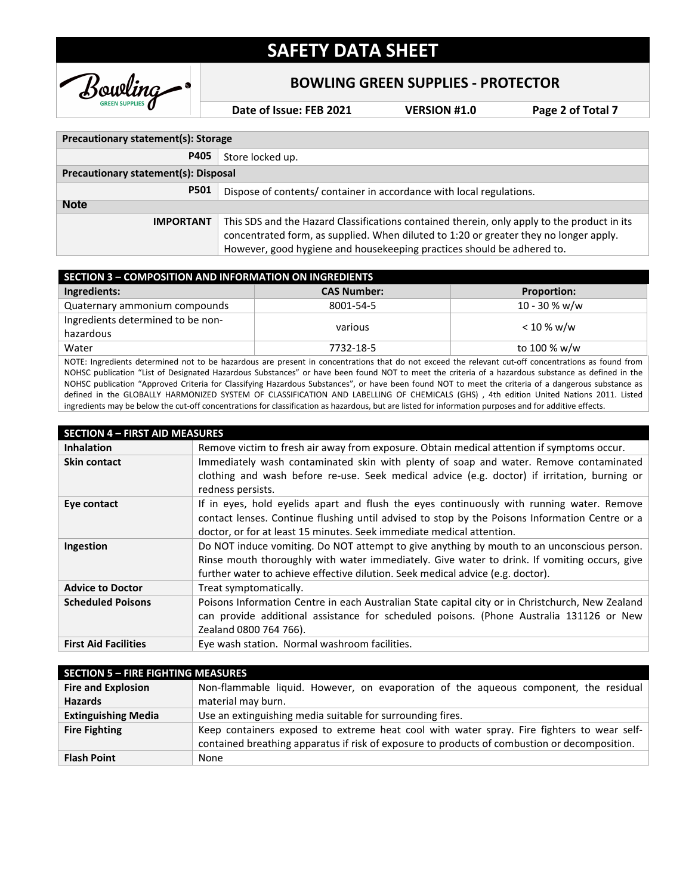| Precautionary statement(s): Storage | |
|---|---|
| **P405** | Store locked up. |
| **Precautionary statement(s): Disposal** | |
| **P501** | Dispose of contents/ container in accordance with local regulations. |
| **Note** | |
| **IMPORTANT** | This SDS and the Hazard Classifications contained therein, only apply to the product in its concentrated form, as supplied. When diluted to 1:20 or greater they no longer apply. However, good hygiene and housekeeping practices should be adhered to. |

## SECTION 3 – COMPOSITION AND INFORMATION ON INGREDIENTS

| Ingredients: | CAS Number: | Proportion: |
|---|---|---|
| Quaternary ammonium compounds | 8001-54-5 | 10 - 30 % w/w |
| Ingredients determined to be non-hazardous | various | < 10 % w/w |
| Water | 7732-18-5 | to 100 % w/w |

NOTE: Ingredients determined not to be hazardous are present in concentrations that do not exceed the relevant cut-off concentrations as found from NOHSC publication "List of Designated Hazardous Substances" or have been found NOT to meet the criteria of a hazardous substance as defined in the NOHSC publication "Approved Criteria for Classifying Hazardous Substances", or have been found NOT to meet the criteria of a dangerous substance as defined in the GLOBALLY HARMONIZED SYSTEM OF CLASSIFICATION AND LABELLING OF CHEMICALS (GHS) , 4th edition United Nations 2011. Listed ingredients may be below the cut-off concentrations for classification as hazardous, but are listed for information purposes and for additive effects.

## SECTION 4 – FIRST AID MEASURES

| | |
|---|---|
| **Inhalation** | Remove victim to fresh air away from exposure. Obtain medical attention if symptoms occur. |
| **Skin contact** | Immediately wash contaminated skin with plenty of soap and water. Remove contaminated clothing and wash before re-use. Seek medical advice (e.g. doctor) if irritation, burning or redness persists. |
| **Eye contact** | If in eyes, hold eyelids apart and flush the eyes continuously with running water. Remove contact lenses. Continue flushing until advised to stop by the Poisons Information Centre or a doctor, or for at least 15 minutes. Seek immediate medical attention. |
| **Ingestion** | Do NOT induce vomiting. Do NOT attempt to give anything by mouth to an unconscious person. Rinse mouth thoroughly with water immediately. Give water to drink. If vomiting occurs, give further water to achieve effective dilution. Seek medical advice (e.g. doctor). |
| **Advice to Doctor** | Treat symptomatically. |
| **Scheduled Poisons** | Poisons Information Centre in each Australian State capital city or in Christchurch, New Zealand can provide additional assistance for scheduled poisons. (Phone Australia 131126 or New Zealand 0800 764 766). |
| **First Aid Facilities** | Eye wash station. Normal washroom facilities. |

## SECTION 5 – FIRE FIGHTING MEASURES

| | |
|---|---|
| **Fire and Explosion Hazards** | Non-flammable liquid. However, on evaporation of the aqueous component, the residual material may burn. |
| **Extinguishing Media** | Use an extinguishing media suitable for surrounding fires. |
| **Fire Fighting** | Keep containers exposed to extreme heat cool with water spray. Fire fighters to wear self-contained breathing apparatus if risk of exposure to products of combustion or decomposition. |
| **Flash Point** | None |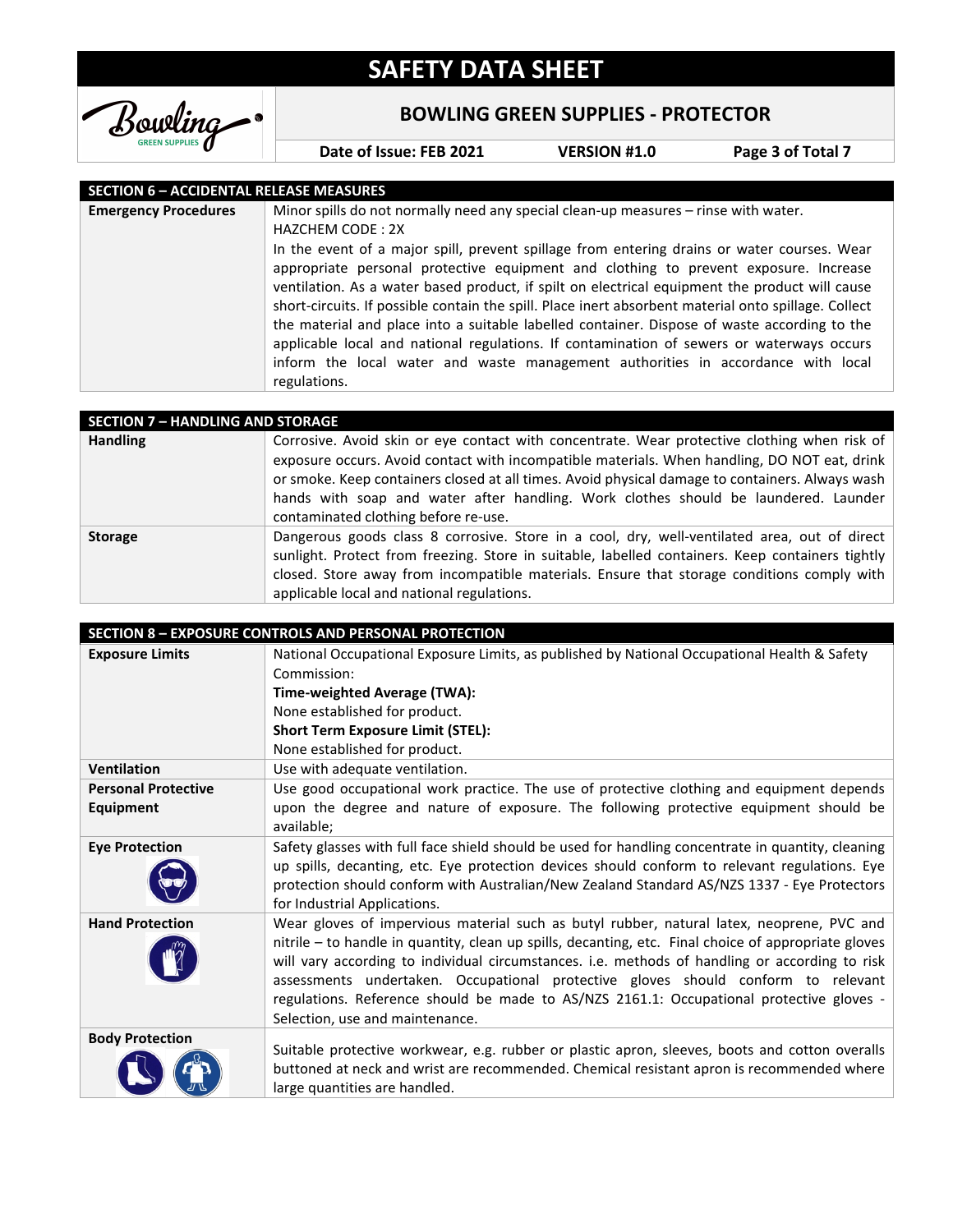## SECTION 6 – ACCIDENTAL RELEASE MEASURES

| | |
|---|---|
| **Emergency Procedures** | Minor spills do not normally need any special clean-up measures – rinse with water. HAZCHEM CODE : 2X In the event of a major spill, prevent spillage from entering drains or water courses. Wear appropriate personal protective equipment and clothing to prevent exposure. Increase ventilation. As a water based product, if spilt on electrical equipment the product will cause short-circuits. If possible contain the spill. Place inert absorbent material onto spillage. Collect the material and place into a suitable labelled container. Dispose of waste according to the applicable local and national regulations. If contamination of sewers or waterways occurs inform the local water and waste management authorities in accordance with local regulations. |

## SECTION 7 – HANDLING AND STORAGE

| | |
|---|---|
| **Handling** | Corrosive. Avoid skin or eye contact with concentrate. Wear protective clothing when risk of exposure occurs. Avoid contact with incompatible materials. When handling, DO NOT eat, drink or smoke. Keep containers closed at all times. Avoid physical damage to containers. Always wash hands with soap and water after handling. Work clothes should be laundered. Launder contaminated clothing before re-use. |
| **Storage** | Dangerous goods class 8 corrosive. Store in a cool, dry, well-ventilated area, out of direct sunlight. Protect from freezing. Store in suitable, labelled containers. Keep containers tightly closed. Store away from incompatible materials. Ensure that storage conditions comply with applicable local and national regulations. |

## SECTION 8 – EXPOSURE CONTROLS AND PERSONAL PROTECTION

| | |
|---|---|
| **Exposure Limits** | National Occupational Exposure Limits, as published by National Occupational Health & Safety Commission: **Time-weighted Average (TWA):** None established for product. **Short Term Exposure Limit (STEL):** None established for product. |
| **Ventilation** | Use with adequate ventilation. |
| **Personal Protective Equipment** | Use good occupational work practice. The use of protective clothing and equipment depends upon the degree and nature of exposure. The following protective equipment should be available; |
| **Eye Protection** | Safety glasses with full face shield should be used for handling concentrate in quantity, cleaning up spills, decanting, etc. Eye protection devices should conform to relevant regulations. Eye protection should conform with Australian/New Zealand Standard AS/NZS 1337 - Eye Protectors for Industrial Applications. |
| **Hand Protection** | Wear gloves of impervious material such as butyl rubber, natural latex, neoprene, PVC and nitrile – to handle in quantity, clean up spills, decanting, etc. Final choice of appropriate gloves will vary according to individual circumstances. i.e. methods of handling or according to risk assessments undertaken. Occupational protective gloves should conform to relevant regulations. Reference should be made to AS/NZS 2161.1: Occupational protective gloves - Selection, use and maintenance. |
| **Body Protection** | Suitable protective workwear, e.g. rubber or plastic apron, sleeves, boots and cotton overalls buttoned at neck and wrist are recommended. Chemical resistant apron is recommended where large quantities are handled. |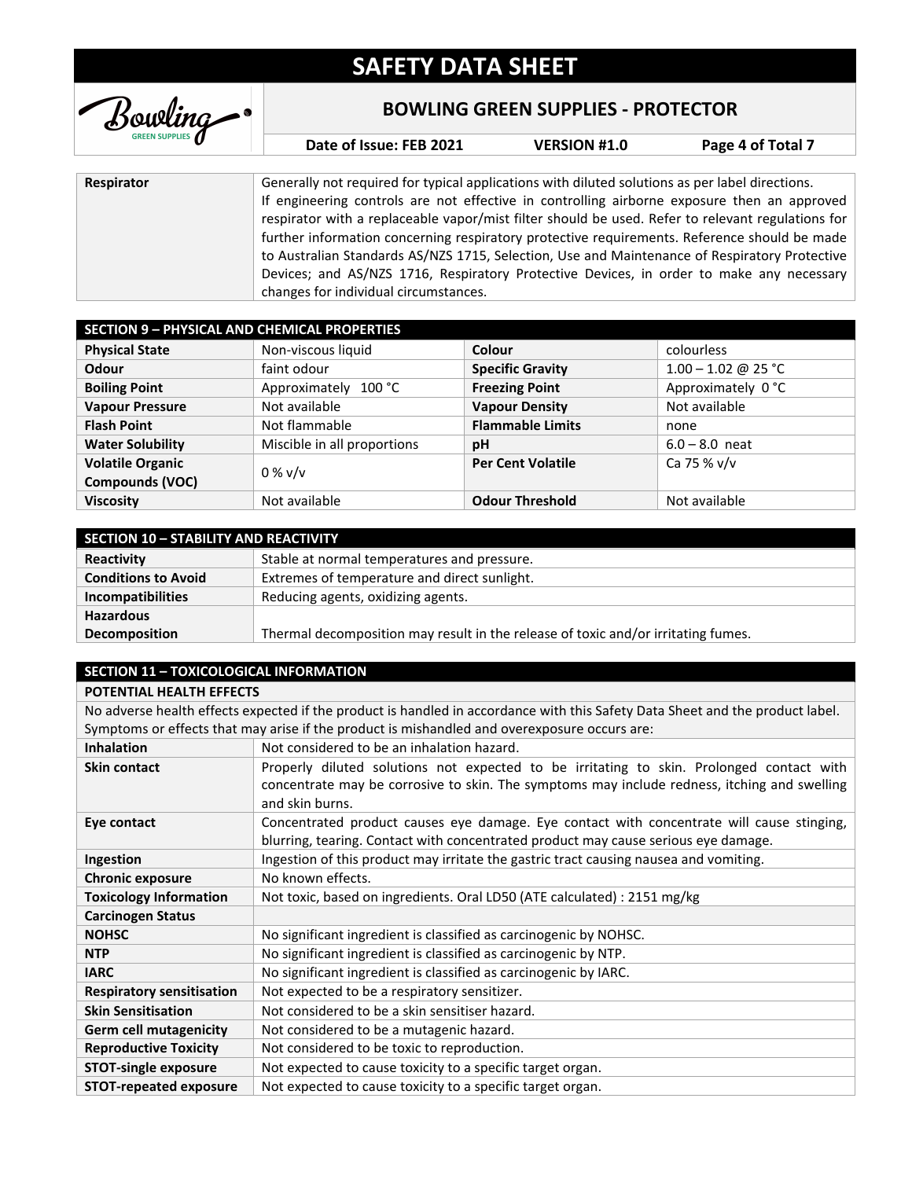| | |
|---|---|
| **Respirator** | Generally not required for typical applications with diluted solutions as per label directions. If engineering controls are not effective in controlling airborne exposure then an approved respirator with a replaceable vapor/mist filter should be used. Refer to relevant regulations for further information concerning respiratory protective requirements. Reference should be made to Australian Standards AS/NZS 1715, Selection, Use and Maintenance of Respiratory Protective Devices; and AS/NZS 1716, Respiratory Protective Devices, in order to make any necessary changes for individual circumstances. |

## SECTION 9 – PHYSICAL AND CHEMICAL PROPERTIES

| | | | |
|---|---|---|---|
| **Physical State** | Non-viscous liquid | **Colour** | colourless |
| **Odour** | faint odour | **Specific Gravity** | 1.00 – 1.02 @ 25 °C |
| **Boiling Point** | Approximately 100 °C | **Freezing Point** | Approximately 0 °C |
| **Vapour Pressure** | Not available | **Vapour Density** | Not available |
| **Flash Point** | Not flammable | **Flammable Limits** | none |
| **Water Solubility** | Miscible in all proportions | **pH** | 6.0 – 8.0 neat |
| **Volatile Organic Compounds (VOC)** | 0 % v/v | **Per Cent Volatile** | Ca 75 % v/v |
| **Viscosity** | Not available | **Odour Threshold** | Not available |

## SECTION 10 – STABILITY AND REACTIVITY

| | |
|---|---|
| **Reactivity** | Stable at normal temperatures and pressure. |
| **Conditions to Avoid** | Extremes of temperature and direct sunlight. |
| **Incompatibilities** | Reducing agents, oxidizing agents. |
| **Hazardous Decomposition** | Thermal decomposition may result in the release of toxic and/or irritating fumes. |

## SECTION 11 – TOXICOLOGICAL INFORMATION

**POTENTIAL HEALTH EFFECTS**

No adverse health effects expected if the product is handled in accordance with this Safety Data Sheet and the product label. Symptoms or effects that may arise if the product is mishandled and overexposure occurs are:

| | |
|---|---|
| **Inhalation** | Not considered to be an inhalation hazard. |
| **Skin contact** | Properly diluted solutions not expected to be irritating to skin. Prolonged contact with concentrate may be corrosive to skin. The symptoms may include redness, itching and swelling and skin burns. |
| **Eye contact** | Concentrated product causes eye damage. Eye contact with concentrate will cause stinging, blurring, tearing. Contact with concentrated product may cause serious eye damage. |
| **Ingestion** | Ingestion of this product may irritate the gastric tract causing nausea and vomiting. |
| **Chronic exposure** | No known effects. |
| **Toxicology Information** | Not toxic, based on ingredients. Oral LD50 (ATE calculated) : 2151 mg/kg |
| **Carcinogen Status** | |
| **NOHSC** | No significant ingredient is classified as carcinogenic by NOHSC. |
| **NTP** | No significant ingredient is classified as carcinogenic by NTP. |
| **IARC** | No significant ingredient is classified as carcinogenic by IARC. |
| **Respiratory sensitisation** | Not expected to be a respiratory sensitizer. |
| **Skin Sensitisation** | Not considered to be a skin sensitiser hazard. |
| **Germ cell mutagenicity** | Not considered to be a mutagenic hazard. |
| **Reproductive Toxicity** | Not considered to be toxic to reproduction. |
| **STOT-single exposure** | Not expected to cause toxicity to a specific target organ. |
| **STOT-repeated exposure** | Not expected to cause toxicity to a specific target organ. |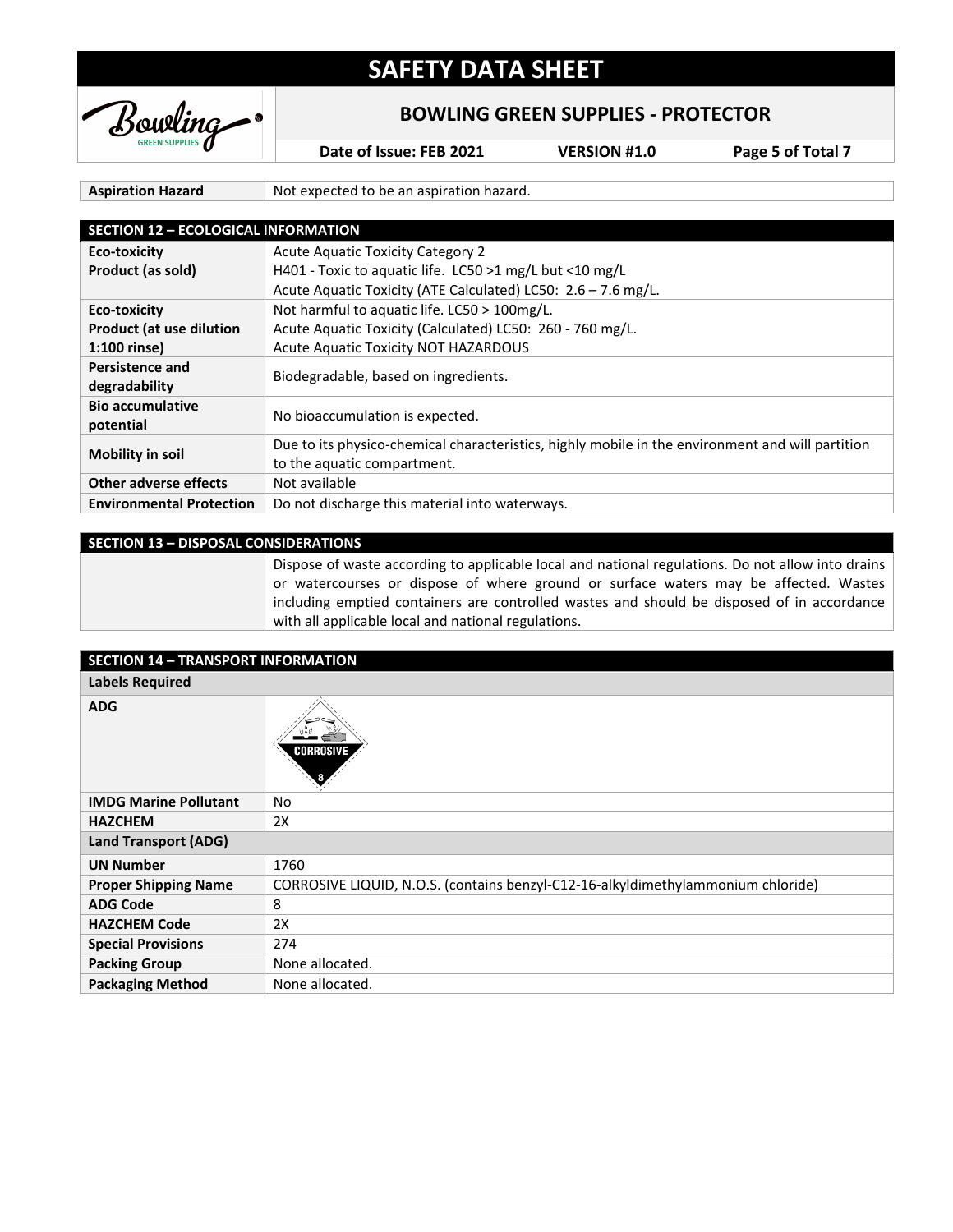| Aspiration Hazard | Not expected to be an aspiration hazard. |
|---|---|

## SECTION 12 – ECOLOGICAL INFORMATION

| | |
|---|---|
| **Eco-toxicity Product (as sold)** | Acute Aquatic Toxicity Category 2<br>H401 - Toxic to aquatic life. LC50 >1 mg/L but <10 mg/L<br>Acute Aquatic Toxicity (ATE Calculated) LC50: 2.6 – 7.6 mg/L. |
| **Eco-toxicity Product (at use dilution 1:100 rinse)** | Not harmful to aquatic life. LC50 > 100mg/L.<br>Acute Aquatic Toxicity (Calculated) LC50: 260 - 760 mg/L.<br>Acute Aquatic Toxicity NOT HAZARDOUS |
| **Persistence and degradability** | Biodegradable, based on ingredients. |
| **Bio accumulative potential** | No bioaccumulation is expected. |
| **Mobility in soil** | Due to its physico-chemical characteristics, highly mobile in the environment and will partition to the aquatic compartment. |
| **Other adverse effects** | Not available |
| **Environmental Protection** | Do not discharge this material into waterways. |

## SECTION 13 – DISPOSAL CONSIDERATIONS

Dispose of waste according to applicable local and national regulations. Do not allow into drains or watercourses or dispose of where ground or surface waters may be affected. Wastes including emptied containers are controlled wastes and should be disposed of in accordance with all applicable local and national regulations.

## SECTION 14 – TRANSPORT INFORMATION

| **Labels Required** | |
|---|---|
| **ADG** | CORROSIVE 8 |
| **IMDG Marine Pollutant** | No |
| **HAZCHEM** | 2X |
| **Land Transport (ADG)** | |
| **UN Number** | 1760 |
| **Proper Shipping Name** | CORROSIVE LIQUID, N.O.S. (contains benzyl-C12-16-alkyldimethylammonium chloride) |
| **ADG Code** | 8 |
| **HAZCHEM Code** | 2X |
| **Special Provisions** | 274 |
| **Packing Group** | None allocated. |
| **Packaging Method** | None allocated. |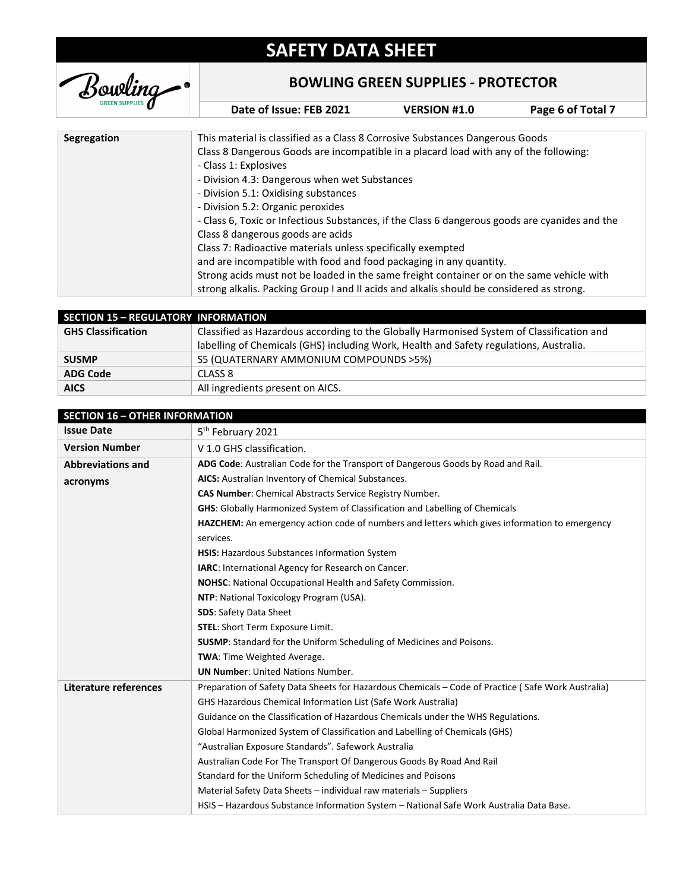| | |
|---|---|
| **Segregation** | This material is classified as a Class 8 Corrosive Substances Dangerous Goods<br>Class 8 Dangerous Goods are incompatible in a placard load with any of the following:<br>- Class 1: Explosives<br>- Division 4.3: Dangerous when wet Substances<br>- Division 5.1: Oxidising substances<br>- Division 5.2: Organic peroxides<br>- Class 6, Toxic or Infectious Substances, if the Class 6 dangerous goods are cyanides and the Class 8 dangerous goods are acids<br>Class 7: Radioactive materials unless specifically exempted<br>and are incompatible with food and food packaging in any quantity.<br>Strong acids must not be loaded in the same freight container or on the same vehicle with strong alkalis. Packing Group I and II acids and alkalis should be considered as strong. |

## SECTION 15 – REGULATORY INFORMATION

| | |
|---|---|
| **GHS Classification** | Classified as Hazardous according to the Globally Harmonised System of Classification and labelling of Chemicals (GHS) including Work, Health and Safety regulations, Australia. |
| **SUSMP** | S5 (QUATERNARY AMMONIUM COMPOUNDS >5%) |
| **ADG Code** | CLASS 8 |
| **AICS** | All ingredients present on AICS. |

## SECTION 16 – OTHER INFORMATION

| | |
|---|---|
| **Issue Date** | 5th February 2021 |
| **Version Number** | V 1.0 GHS classification. |
| **Abbreviations and acronyms** | **ADG Code**: Australian Code for the Transport of Dangerous Goods by Road and Rail.<br>**AICS:** Australian Inventory of Chemical Substances.<br>**CAS Number**: Chemical Abstracts Service Registry Number.<br>**GHS**: Globally Harmonized System of Classification and Labelling of Chemicals<br>**HAZCHEM:** An emergency action code of numbers and letters which gives information to emergency services.<br>**HSIS:** Hazardous Substances Information System<br>**IARC**: International Agency for Research on Cancer.<br>**NOHSC**: National Occupational Health and Safety Commission.<br>**NTP**: National Toxicology Program (USA).<br>**SDS**: Safety Data Sheet<br>**STEL**: Short Term Exposure Limit.<br>**SUSMP**: Standard for the Uniform Scheduling of Medicines and Poisons.<br>**TWA**: Time Weighted Average.<br>**UN Number**: United Nations Number. |
| **Literature references** | Preparation of Safety Data Sheets for Hazardous Chemicals – Code of Practice ( Safe Work Australia)<br>GHS Hazardous Chemical Information List (Safe Work Australia)<br>Guidance on the Classification of Hazardous Chemicals under the WHS Regulations.<br>Global Harmonized System of Classification and Labelling of Chemicals (GHS)<br>"Australian Exposure Standards". Safework Australia<br>Australian Code For The Transport Of Dangerous Goods By Road And Rail<br>Standard for the Uniform Scheduling of Medicines and Poisons<br>Material Safety Data Sheets – individual raw materials – Suppliers<br>HSIS – Hazardous Substance Information System – National Safe Work Australia Data Base. |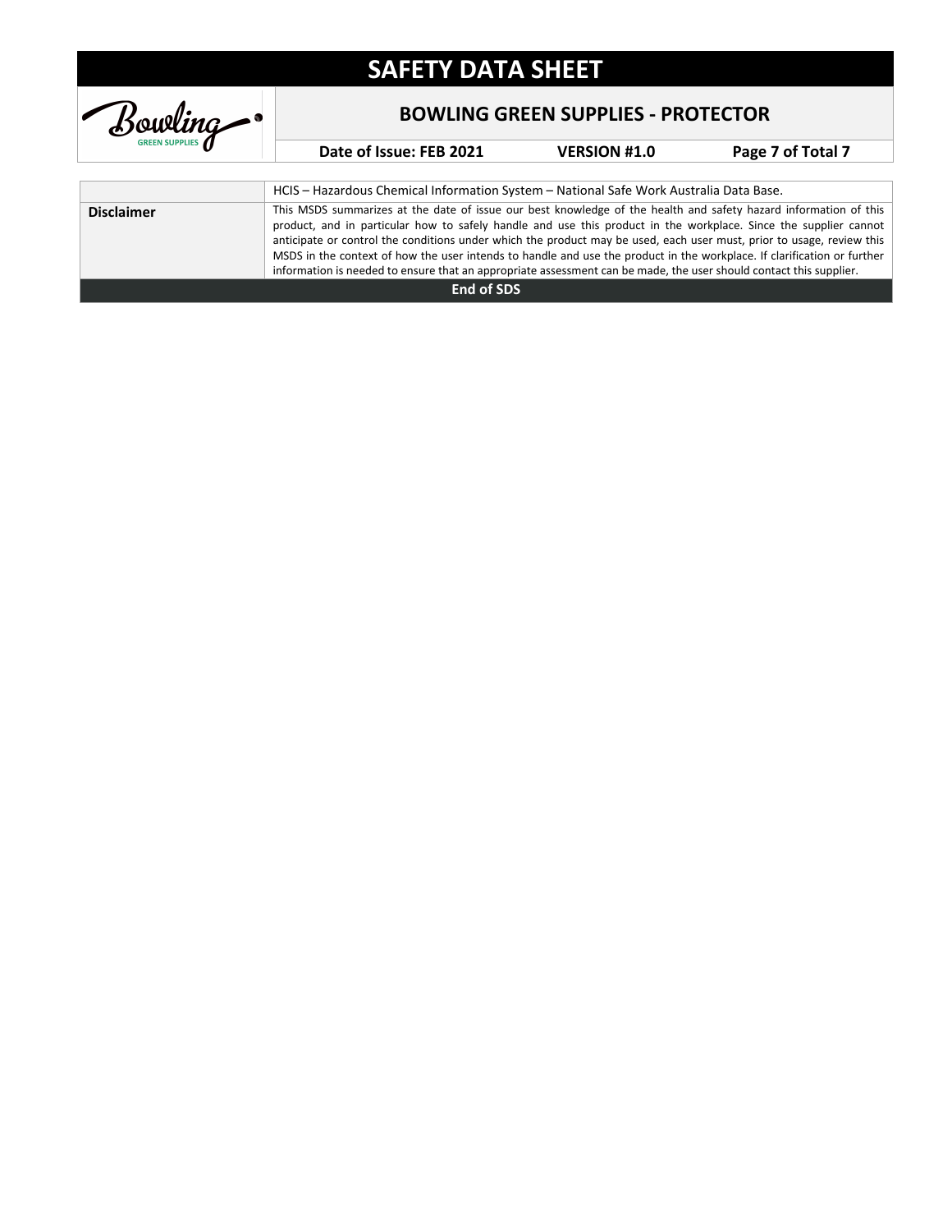| | |
|---|---|
| | HCIS – Hazardous Chemical Information System – National Safe Work Australia Data Base. |
| **Disclaimer** | This MSDS summarizes at the date of issue our best knowledge of the health and safety hazard information of this product, and in particular how to safely handle and use this product in the workplace. Since the supplier cannot anticipate or control the conditions under which the product may be used, each user must, prior to usage, review this MSDS in the context of how the user intends to handle and use the product in the workplace. If clarification or further information is needed to ensure that an appropriate assessment can be made, the user should contact this supplier. |

**End of SDS**